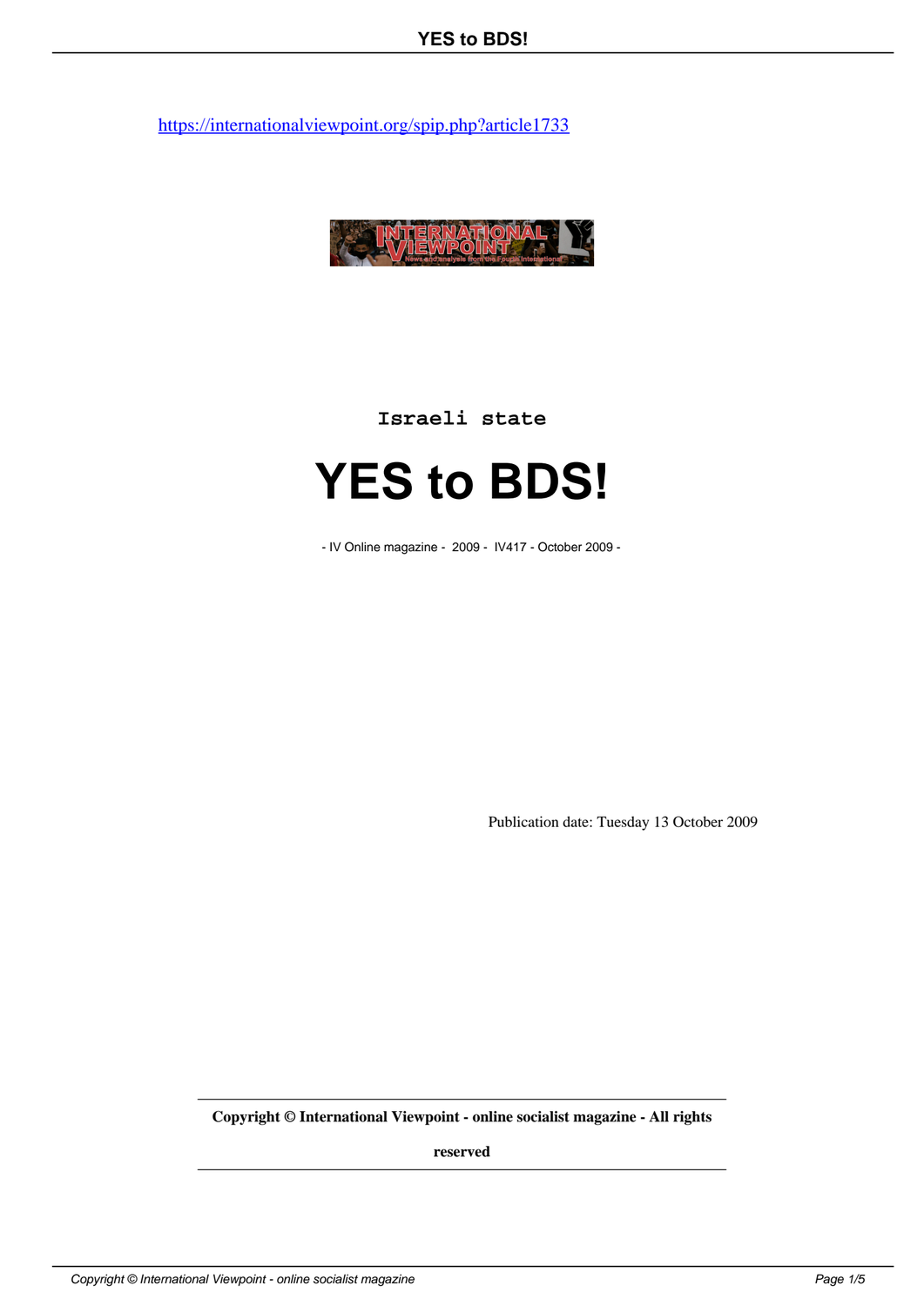https://internationalviewpoint.org/spip.php?article1733

Israeli state

# YES to BDS!

- IV Online magazine - 2009 - IV417 - October 2009 -

Publication date: Tuesday 13 October 2009

**Copyright © International Viewpoint - online socialist magazine - All rights reserved**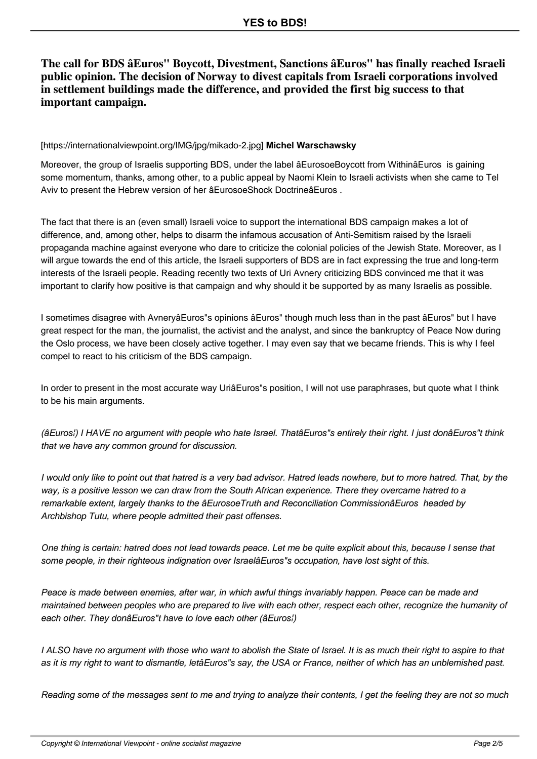**The call for BDS âEuros" Boycott, Divestment, Sanctions âEuros" has finally reached Israeli public opinion. The decision of Norway to divest capitals from Israeli corporations involved in settlement buildings made the difference, and provided the first big success to that important campaign.**

[https://internationalviewpoint.org/IMG/jpg/mikado-2.jpg] **Michel Warschawsky**

Moreover, the group of Israelis supporting BDS, under the label âEurosoeBoycott from WithinâEuros is gaining some momentum, thanks, among other, to a public appeal by Naomi Klein to Israeli activists when she came to Tel Aviv to present the Hebrew version of her âEurosoeShock DoctrineâEuros .

The fact that there is an (even small) Israeli voice to support the international BDS campaign makes a lot of difference, and, among other, helps to disarm the infamous accusation of Anti-Semitism raised by the Israeli propaganda machine against everyone who dare to criticize the colonial policies of the Jewish State. Moreover, as I will argue towards the end of this article, the Israeli supporters of BDS are in fact expressing the true and long-term interests of the Israeli people. Reading recently two texts of Uri Avnery criticizing BDS convinced me that it was important to clarify how positive is that campaign and why should it be supported by as many Israelis as possible.

I sometimes disagree with AvneryâEuros"s opinions âEuros" though much less than in the past âEuros" but I have great respect for the man, the journalist, the activist and the analyst, and since the bankruptcy of Peace Now during the Oslo process, we have been closely active together. I may even say that we became friends. This is why I feel compel to react to his criticism of the BDS campaign.

In order to present in the most accurate way UriâEuros"s position, I will not use paraphrases, but quote what I think to be his main arguments.

*(âEuros¦) I HAVE no argument with people who hate Israel. ThatâEuros"s entirely their right. I just donâEuros"t think that we have any common ground for discussion.*

*I would only like to point out that hatred is a very bad advisor. Hatred leads nowhere, but to more hatred. That, by the way, is a positive lesson we can draw from the South African experience. There they overcame hatred to a remarkable extent, largely thanks to the âEurosoeTruth and Reconciliation CommissionâEuros headed by Archbishop Tutu, where people admitted their past offenses.*

*One thing is certain: hatred does not lead towards peace. Let me be quite explicit about this, because I sense that some people, in their righteous indignation over IsraelâEuros"s occupation, have lost sight of this.*

*Peace is made between enemies, after war, in which awful things invariably happen. Peace can be made and maintained between peoples who are prepared to live with each other, respect each other, recognize the humanity of each other. They donâEuros"t have to love each other (âEuros¦)*

*I ALSO have no argument with those who want to abolish the State of Israel. It is as much their right to aspire to that as it is my right to want to dismantle, letâEuros"s say, the USA or France, neither of which has an unblemished past.*

*Reading some of the messages sent to me and trying to analyze their contents, I get the feeling they are not so much*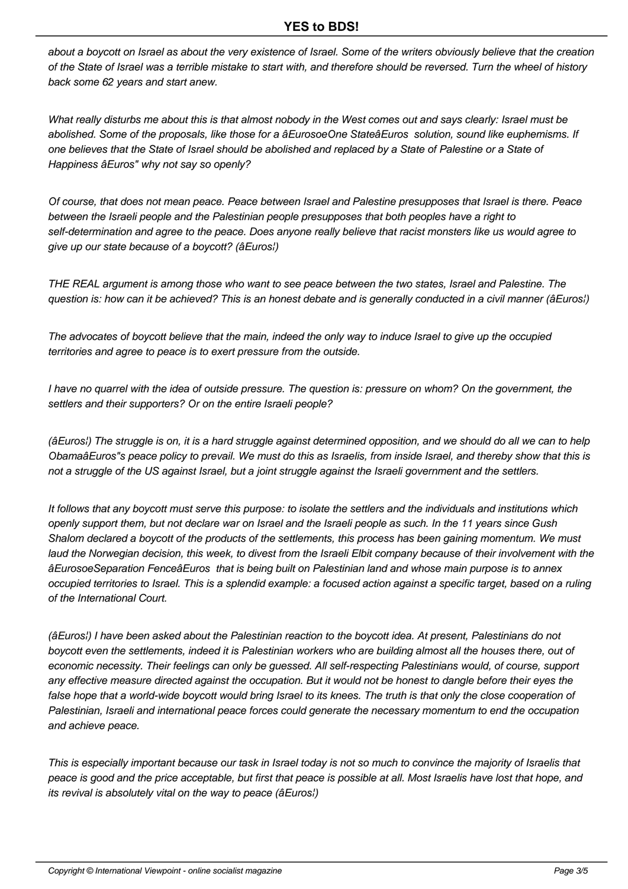*about a boycott on Israel as about the very existence of Israel. Some of the writers obviously believe that the creation of the State of Israel was a terrible mistake to start with, and therefore should be reversed. Turn the wheel of history back some 62 years and start anew.*

*What really disturbs me about this is that almost nobody in the West comes out and says clearly: Israel must be abolished. Some of the proposals, like those for a âEurosoeOne StateâEuros solution, sound like euphemisms. If one believes that the State of Israel should be abolished and replaced by a State of Palestine or a State of Happiness âEuros" why not say so openly?*

*Of course, that does not mean peace. Peace between Israel and Palestine presupposes that Israel is there. Peace between the Israeli people and the Palestinian people presupposes that both peoples have a right to self-determination and agree to the peace. Does anyone really believe that racist monsters like us would agree to give up our state because of a boycott? (âEuros¦)*

*THE REAL argument is among those who want to see peace between the two states, Israel and Palestine. The question is: how can it be achieved? This is an honest debate and is generally conducted in a civil manner (âEuros¦)*

*The advocates of boycott believe that the main, indeed the only way to induce Israel to give up the occupied territories and agree to peace is to exert pressure from the outside.*

*I have no quarrel with the idea of outside pressure. The question is: pressure on whom? On the government, the settlers and their supporters? Or on the entire Israeli people?*

*(âEuros¦) The struggle is on, it is a hard struggle against determined opposition, and we should do all we can to help ObamaâEuros"s peace policy to prevail. We must do this as Israelis, from inside Israel, and thereby show that this is not a struggle of the US against Israel, but a joint struggle against the Israeli government and the settlers.*

*It follows that any boycott must serve this purpose: to isolate the settlers and the individuals and institutions which openly support them, but not declare war on Israel and the Israeli people as such. In the 11 years since Gush Shalom declared a boycott of the products of the settlements, this process has been gaining momentum. We must laud the Norwegian decision, this week, to divest from the Israeli Elbit company because of their involvement with the âEurosoeSeparation FenceâEuros that is being built on Palestinian land and whose main purpose is to annex occupied territories to Israel. This is a splendid example: a focused action against a specific target, based on a ruling of the International Court.*

*(âEuros¦) I have been asked about the Palestinian reaction to the boycott idea. At present, Palestinians do not boycott even the settlements, indeed it is Palestinian workers who are building almost all the houses there, out of economic necessity. Their feelings can only be guessed. All self-respecting Palestinians would, of course, support any effective measure directed against the occupation. But it would not be honest to dangle before their eyes the false hope that a world-wide boycott would bring Israel to its knees. The truth is that only the close cooperation of Palestinian, Israeli and international peace forces could generate the necessary momentum to end the occupation and achieve peace.*

*This is especially important because our task in Israel today is not so much to convince the majority of Israelis that peace is good and the price acceptable, but first that peace is possible at all. Most Israelis have lost that hope, and its revival is absolutely vital on the way to peace (âEuros¦)*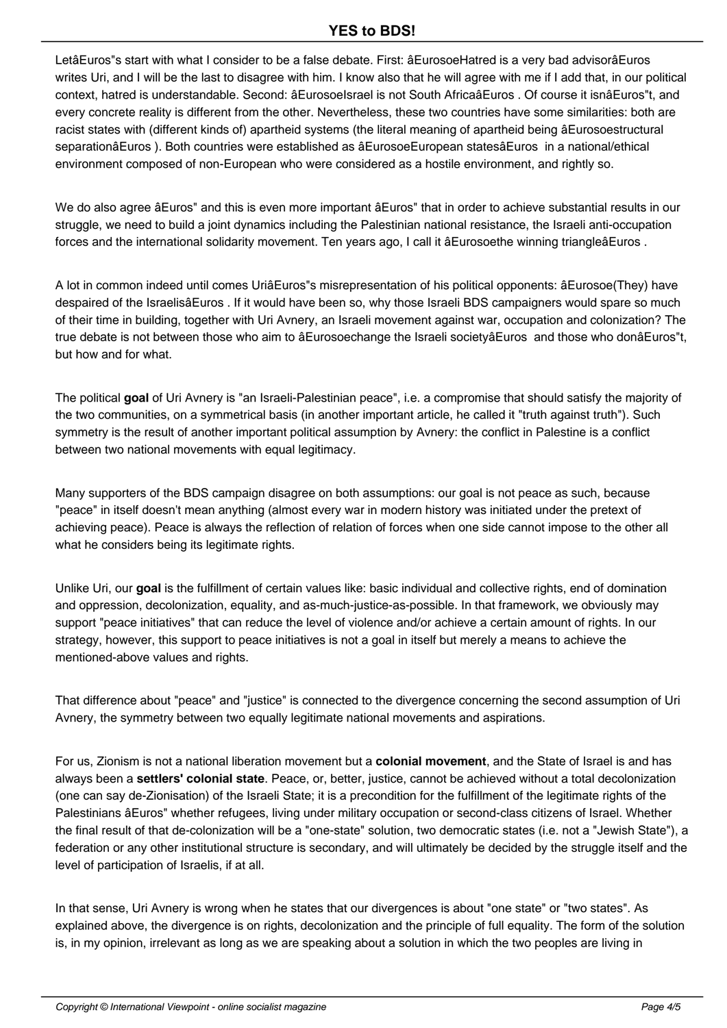LetâEuros"s start with what I consider to be a false debate. First: âEurosoeHatred is a very bad advisorâEuros writes Uri, and I will be the last to disagree with him. I know also that he will agree with me if I add that, in our political context, hatred is understandable. Second: âEurosoeIsrael is not South AfricaâEuros . Of course it isnâEuros"t, and every concrete reality is different from the other. Nevertheless, these two countries have some similarities: both are racist states with (different kinds of) apartheid systems (the literal meaning of apartheid being âEurosoestructural separationâEuros ). Both countries were established as âEurosoeEuropean statesâEuros in a national/ethical environment composed of non-European who were considered as a hostile environment, and rightly so.

We do also agree âEuros" and this is even more important âEuros" that in order to achieve substantial results in our struggle, we need to build a joint dynamics including the Palestinian national resistance, the Israeli anti-occupation forces and the international solidarity movement. Ten years ago, I call it âEurosoethe winning triangleâEuros .

A lot in common indeed until comes UriâEuros"s misrepresentation of his political opponents: âEurosoe(They) have despaired of the IsraelisâEuros . If it would have been so, why those Israeli BDS campaigners would spare so much of their time in building, together with Uri Avnery, an Israeli movement against war, occupation and colonization? The true debate is not between those who aim to âEurosoechange the Israeli societyâEuros and those who donâEuros"t, but how and for what.

The political **goal** of Uri Avnery is "an Israeli-Palestinian peace", i.e. a compromise that should satisfy the majority of the two communities, on a symmetrical basis (in another important article, he called it "truth against truth"). Such symmetry is the result of another important political assumption by Avnery: the conflict in Palestine is a conflict between two national movements with equal legitimacy.

Many supporters of the BDS campaign disagree on both assumptions: our goal is not peace as such, because "peace" in itself doesn't mean anything (almost every war in modern history was initiated under the pretext of achieving peace). Peace is always the reflection of relation of forces when one side cannot impose to the other all what he considers being its legitimate rights.

Unlike Uri, our **goal** is the fulfillment of certain values like: basic individual and collective rights, end of domination and oppression, decolonization, equality, and as-much-justice-as-possible. In that framework, we obviously may support "peace initiatives" that can reduce the level of violence and/or achieve a certain amount of rights. In our strategy, however, this support to peace initiatives is not a goal in itself but merely a means to achieve the mentioned-above values and rights.

That difference about "peace" and "justice" is connected to the divergence concerning the second assumption of Uri Avnery, the symmetry between two equally legitimate national movements and aspirations.

For us, Zionism is not a national liberation movement but a **colonial movement**, and the State of Israel is and has always been a **settlers' colonial state**. Peace, or, better, justice, cannot be achieved without a total decolonization (one can say de-Zionisation) of the Israeli State; it is a precondition for the fulfillment of the legitimate rights of the Palestinians âEuros" whether refugees, living under military occupation or second-class citizens of Israel. Whether the final result of that de-colonization will be a "one-state" solution, two democratic states (i.e. not a "Jewish State"), a federation or any other institutional structure is secondary, and will ultimately be decided by the struggle itself and the level of participation of Israelis, if at all.

In that sense, Uri Avnery is wrong when he states that our divergences is about "one state" or "two states". As explained above, the divergence is on rights, decolonization and the principle of full equality. The form of the solution is, in my opinion, irrelevant as long as we are speaking about a solution in which the two peoples are living in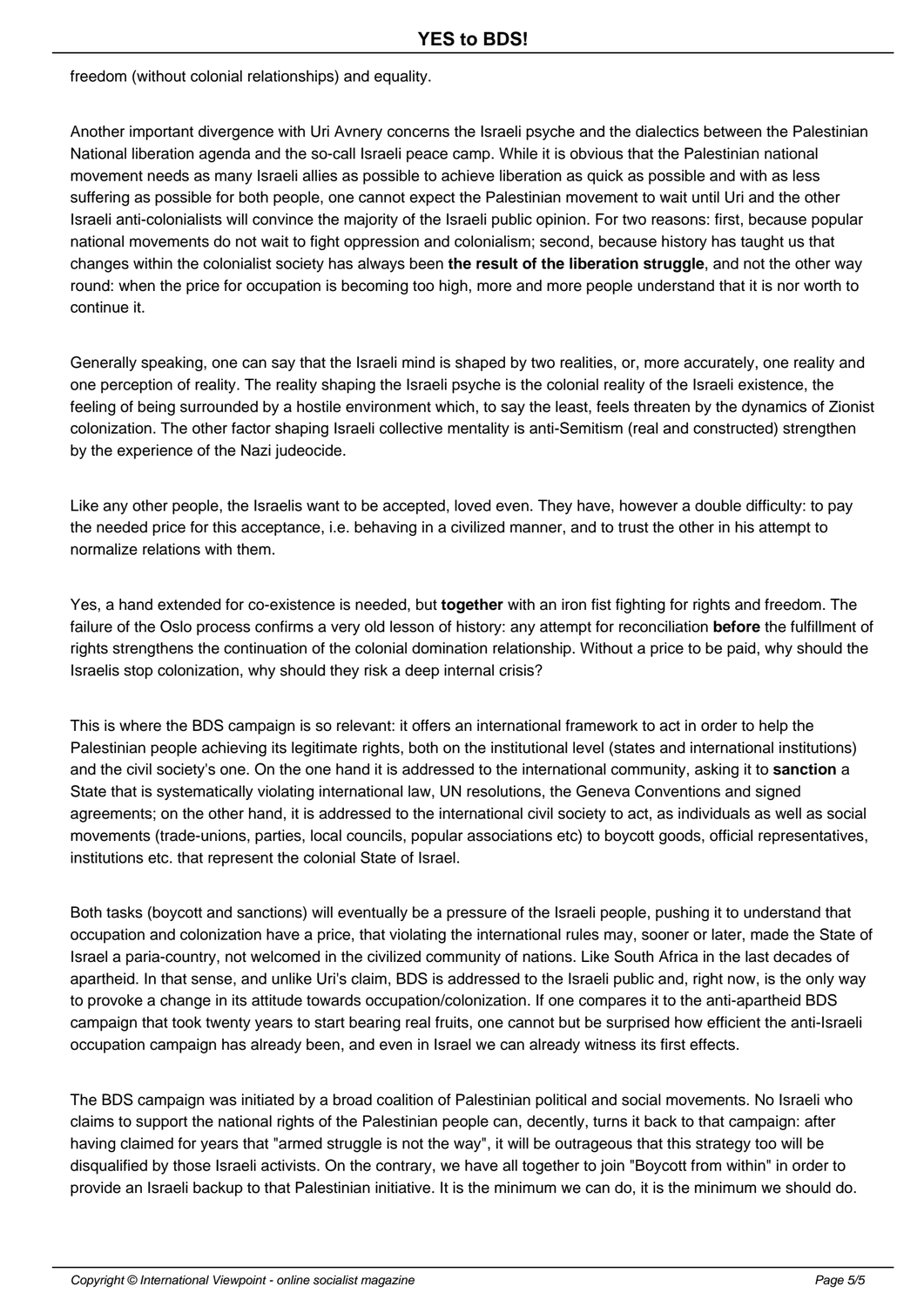freedom (without colonial relationships) and equality.

Another important divergence with Uri Avnery concerns the Israeli psyche and the dialectics between the Palestinian National liberation agenda and the so-call Israeli peace camp. While it is obvious that the Palestinian national movement needs as many Israeli allies as possible to achieve liberation as quick as possible and with as less suffering as possible for both people, one cannot expect the Palestinian movement to wait until Uri and the other Israeli anti-colonialists will convince the majority of the Israeli public opinion. For two reasons: first, because popular national movements do not wait to fight oppression and colonialism; second, because history has taught us that changes within the colonialist society has always been **the result of the liberation struggle**, and not the other way round: when the price for occupation is becoming too high, more and more people understand that it is nor worth to continue it.

Generally speaking, one can say that the Israeli mind is shaped by two realities, or, more accurately, one reality and one perception of reality. The reality shaping the Israeli psyche is the colonial reality of the Israeli existence, the feeling of being surrounded by a hostile environment which, to say the least, feels threaten by the dynamics of Zionist colonization. The other factor shaping Israeli collective mentality is anti-Semitism (real and constructed) strengthen by the experience of the Nazi judeocide.

Like any other people, the Israelis want to be accepted, loved even. They have, however a double difficulty: to pay the needed price for this acceptance, i.e. behaving in a civilized manner, and to trust the other in his attempt to normalize relations with them.

Yes, a hand extended for co-existence is needed, but **together** with an iron fist fighting for rights and freedom. The failure of the Oslo process confirms a very old lesson of history: any attempt for reconciliation **before** the fulfillment of rights strengthens the continuation of the colonial domination relationship. Without a price to be paid, why should the Israelis stop colonization, why should they risk a deep internal crisis?

This is where the BDS campaign is so relevant: it offers an international framework to act in order to help the Palestinian people achieving its legitimate rights, both on the institutional level (states and international institutions) and the civil society's one. On the one hand it is addressed to the international community, asking it to **sanction** a State that is systematically violating international law, UN resolutions, the Geneva Conventions and signed agreements; on the other hand, it is addressed to the international civil society to act, as individuals as well as social movements (trade-unions, parties, local councils, popular associations etc) to boycott goods, official representatives, institutions etc. that represent the colonial State of Israel.

Both tasks (boycott and sanctions) will eventually be a pressure of the Israeli people, pushing it to understand that occupation and colonization have a price, that violating the international rules may, sooner or later, made the State of Israel a paria-country, not welcomed in the civilized community of nations. Like South Africa in the last decades of apartheid. In that sense, and unlike Uri's claim, BDS is addressed to the Israeli public and, right now, is the only way to provoke a change in its attitude towards occupation/colonization. If one compares it to the anti-apartheid BDS campaign that took twenty years to start bearing real fruits, one cannot but be surprised how efficient the anti-Israeli occupation campaign has already been, and even in Israel we can already witness its first effects.

The BDS campaign was initiated by a broad coalition of Palestinian political and social movements. No Israeli who claims to support the national rights of the Palestinian people can, decently, turns it back to that campaign: after having claimed for years that "armed struggle is not the way", it will be outrageous that this strategy too will be disqualified by those Israeli activists. On the contrary, we have all together to join "Boycott from within" in order to provide an Israeli backup to that Palestinian initiative. It is the minimum we can do, it is the minimum we should do.